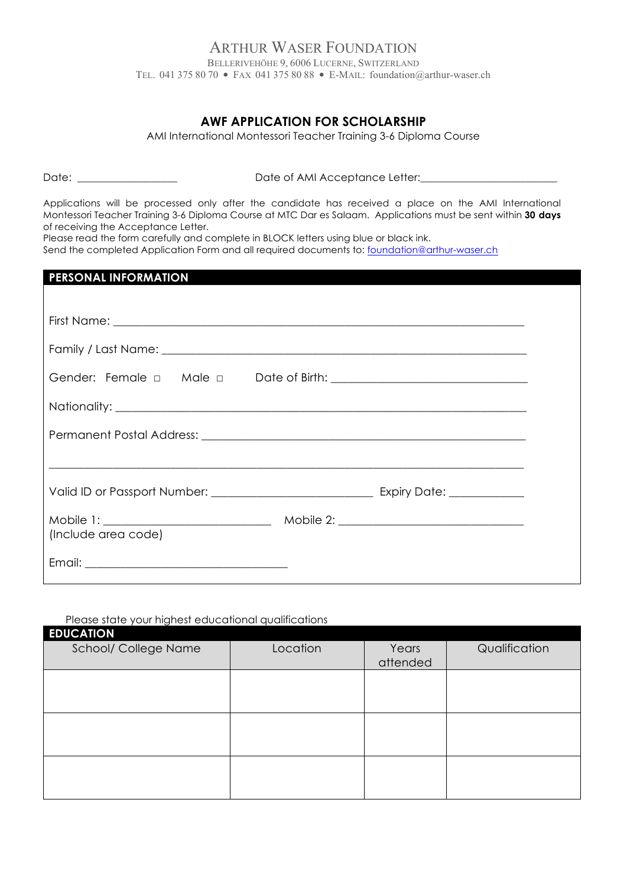# ARTHUR WASER FOUNDATION

BELLERIVEHÖHE 9, 6006 LUCERNE, SWITZERLAND
TEL. 041 375 80 70 • FAX 041 375 80 88 • E-MAIL: foundation@arthur-waser.ch

## AWF APPLICATION FOR SCHOLARSHIP

AMI International Montessori Teacher Training 3-6 Diploma Course

Date: ________________ Date of AMI Acceptance Letter:______________________

Applications will be processed only after the candidate has received a place on the AMI International Montessori Teacher Training 3-6 Diploma Course at MTC Dar es Salaam. Applications must be sent within **30 days** of receiving the Acceptance Letter.
Please read the form carefully and complete in BLOCK letters using blue or black ink.
Send the completed Application Form and all required documents to: foundation@arthur-waser.ch

### PERSONAL INFORMATION

First Name: ____________________________________________________________

Family / Last Name: ______________________________________________________

Gender: Female □ Male □ Date of Birth: ____________________________

Nationality: ____________________________________________________________

Permanent Postal Address: ________________________________________________

______________________________________________________________________

Valid ID or Passport Number: _________________________ Expiry Date: ___________

Mobile 1: __________________________ Mobile 2: ____________________________
(Include area code)

Email: ________________________________

Please state your highest educational qualifications

### EDUCATION

| School/ College Name | Location | Years attended | Qualification |
|---|---|---|---|
| | | | |
| | | | |
| | | | |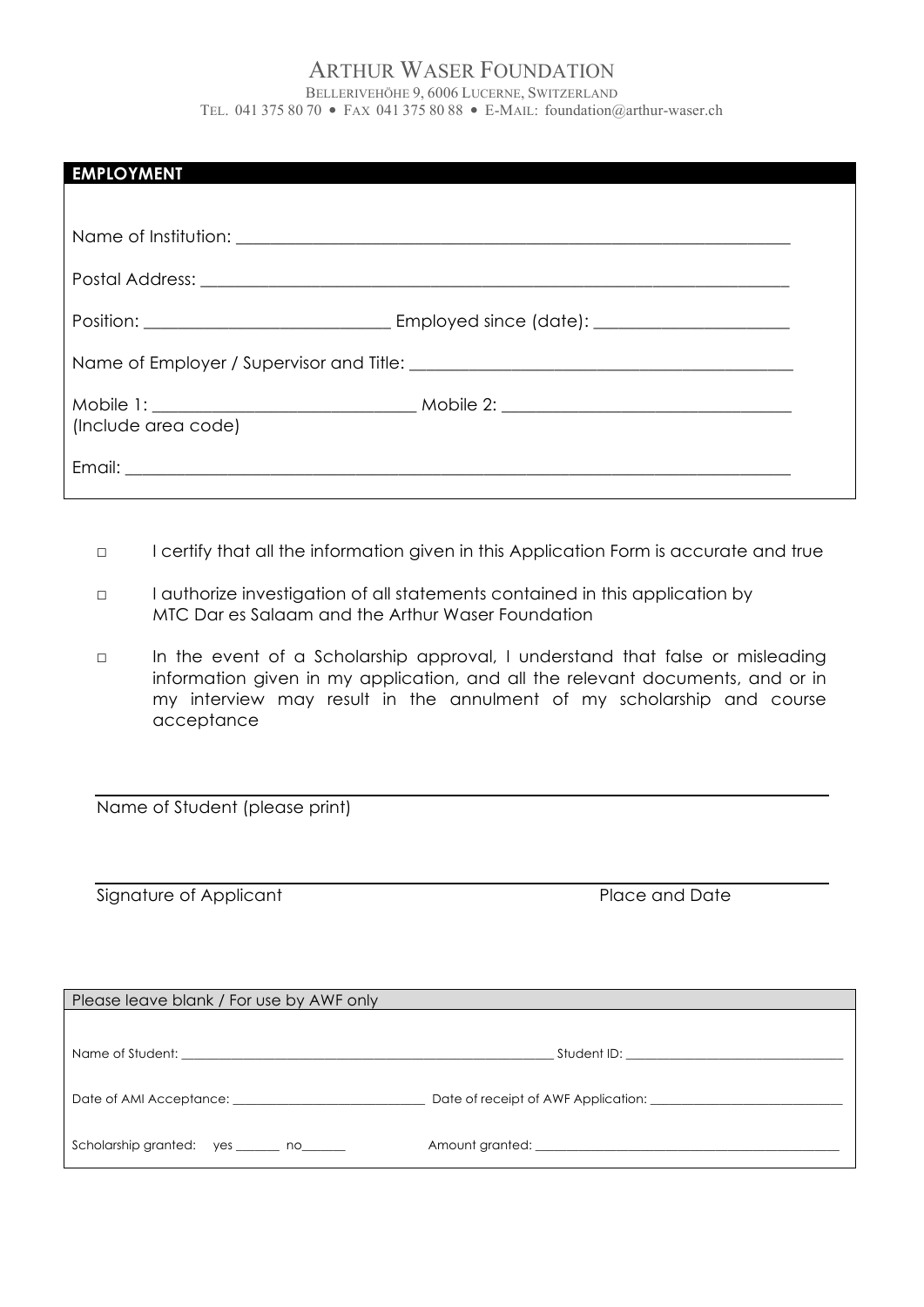ARTHUR WASER FOUNDATION

BELLERIVEHÖHE 9, 6006 LUCERNE, SWITZERLAND

TEL. 041 375 80 70 • FAX 041 375 80 88 • E-MAIL: foundation@arthur-waser.ch

## EMPLOYMENT

Name of Institution: ______________________________________________________________

Postal Address: __________________________________________________________________

Position: ___________________________ Employed since (date): _____________________

Name of Employer / Supervisor and Title: __________________________________________

Mobile 1: _____________________________ Mobile 2: ________________________________
(Include area code)

Email: _________________________________________________________________________

□ I certify that all the information given in this Application Form is accurate and true

□ I authorize investigation of all statements contained in this application by MTC Dar es Salaam and the Arthur Waser Foundation

□ In the event of a Scholarship approval, I understand that false or misleading information given in my application, and all the relevant documents, and or in my interview may result in the annulment of my scholarship and course acceptance

_________________________________________________________________________

Name of Student (please print)

_________________________________________________________________________

Signature of Applicant                                                                Place and Date

| Please leave blank / For use by AWF only | |
|---|---|
| Name of Student: ______________________________ | Student ID: ______________________ |
| Date of AMI Acceptance: ______________________ | Date of receipt of AWF Application: ______________________ |
| Scholarship granted: yes _______ no_______ | Amount granted: ______________________ |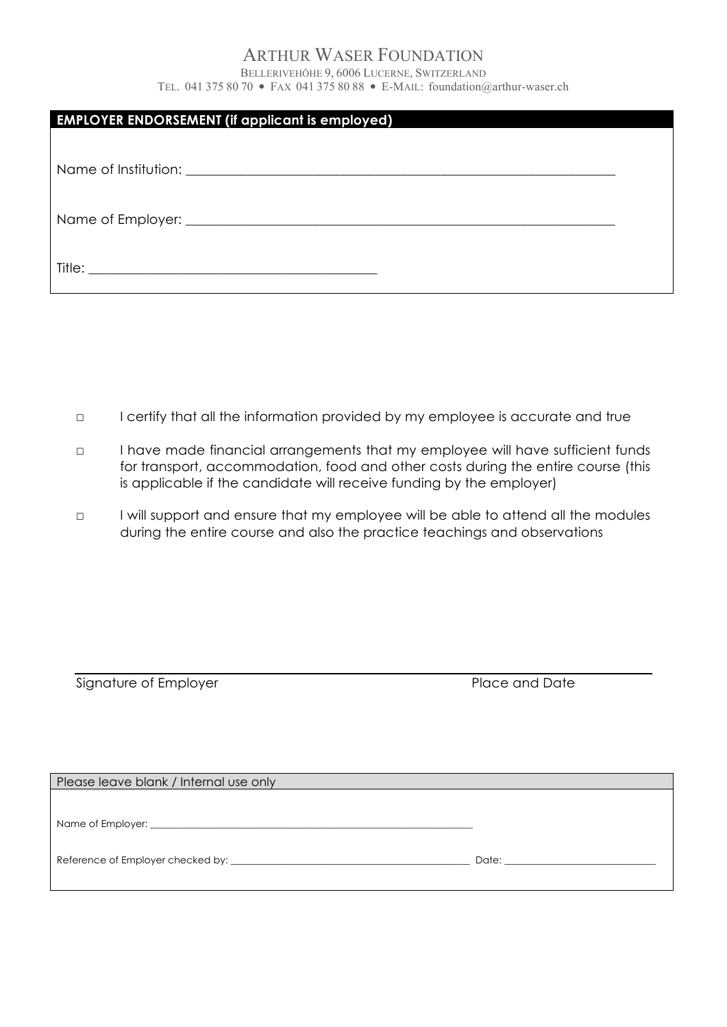# ARTHUR WASER FOUNDATION

BELLERIVEHÖHE 9, 6006 LUCERNE, SWITZERLAND
TEL. 041 375 80 70 • FAX 041 375 80 88 • E-MAIL: foundation@arthur-waser.ch

## EMPLOYER ENDORSEMENT (if applicant is employed)

Name of Institution: ___________________________________________________________

Name of Employer: ___________________________________________________________

Title: ________________________________________

- □ I certify that all the information provided by my employee is accurate and true
- □ I have made financial arrangements that my employee will have sufficient funds for transport, accommodation, food and other costs during the entire course (this is applicable if the candidate will receive funding by the employer)
- □ I will support and ensure that my employee will be able to attend all the modules during the entire course and also the practice teachings and observations

_______________________________________________________________________________

Signature of Employer                                                                 Place and Date

Please leave blank / Internal use only

Name of Employer: ___________________________________________________________

Reference of Employer checked by: ___________________________________________ Date: ___________________________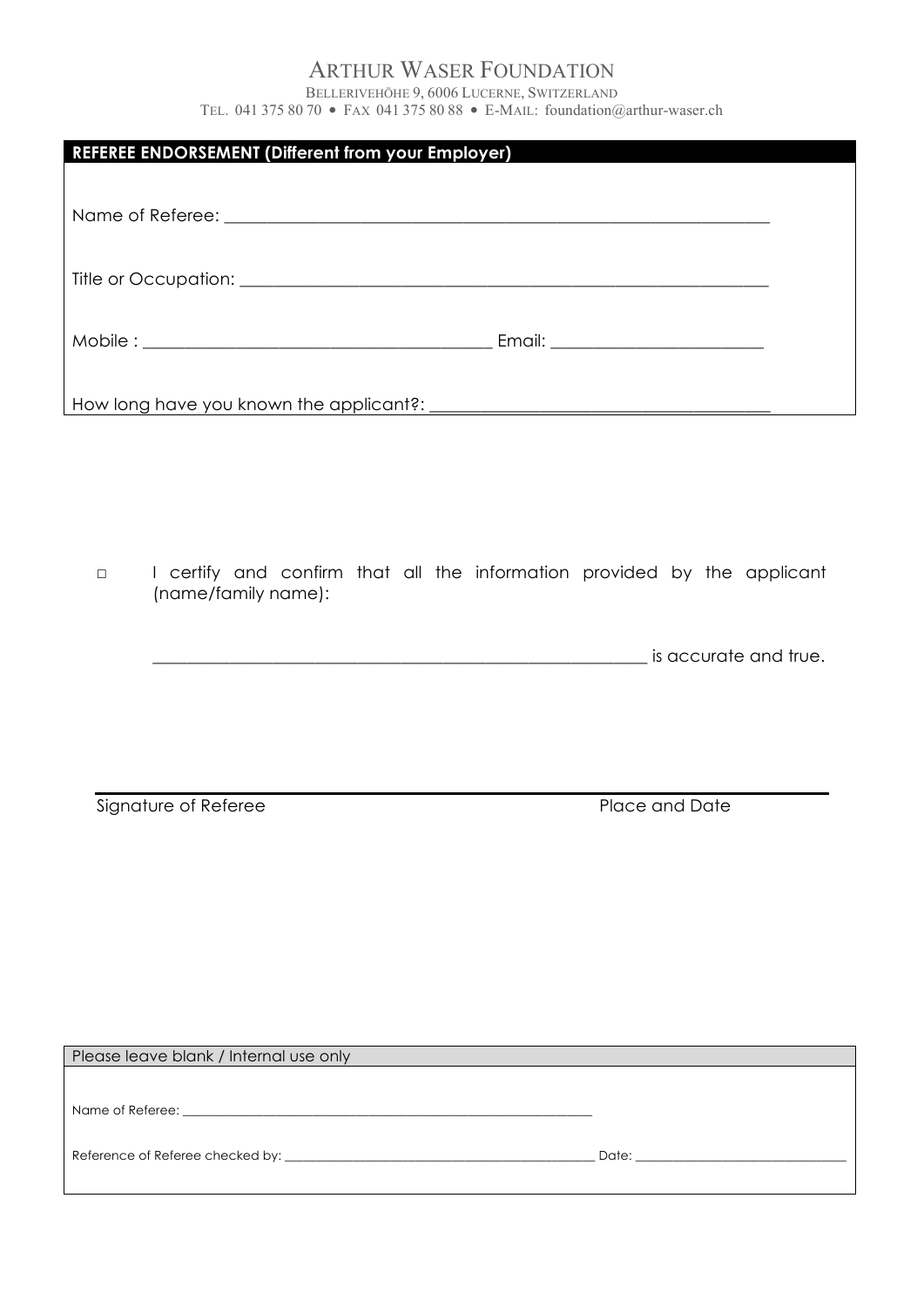# ARTHUR WASER FOUNDATION

BELLERIVEHÖHE 9, 6006 LUCERNE, SWITZERLAND
TEL. 041 375 80 70 • FAX 041 375 80 88 • E-MAIL: foundation@arthur-waser.ch

**REFEREE ENDORSEMENT (Different from your Employer)**

Name of Referee: ______________________________________________________________

Title or Occupation: ____________________________________________________________

Mobile : ______________________________________ Email: ________________________

How long have you known the applicant?: ______________________________________

□ I certify and confirm that all the information provided by the applicant (name/family name):

_____________________________________________________ is accurate and true.

Signature of Referee Place and Date

| Please leave blank / Internal use only |
|---|
| Name of Referee: ______________________________________________________________ |
| Reference of Referee checked by: _____________________________________________ Date: _______________________________ |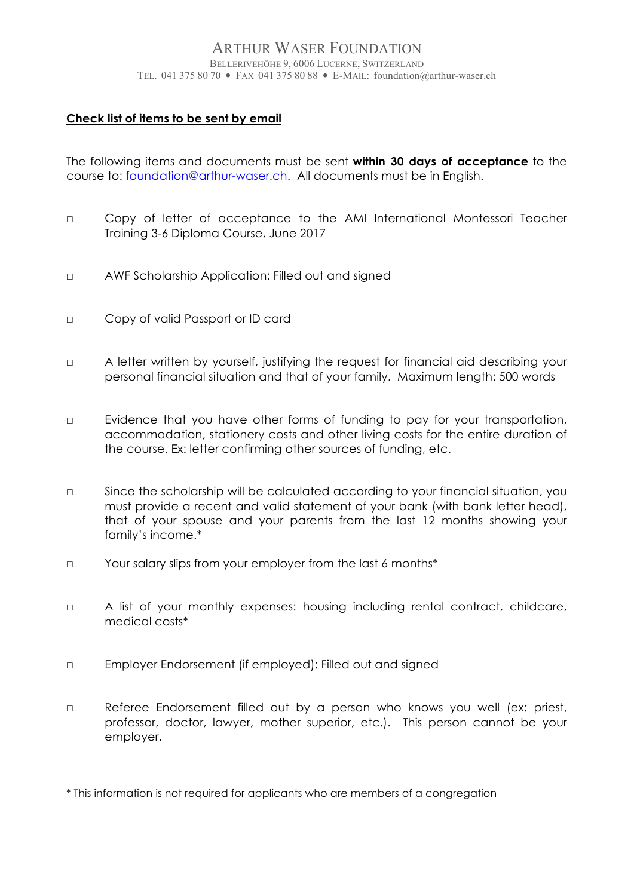# ARTHUR WASER FOUNDATION

BELLERIVEHÖHE 9, 6006 LUCERNE, SWITZERLAND
TEL. 041 375 80 70 • FAX 041 375 80 88 • E-MAIL: foundation@arthur-waser.ch

**Check list of items to be sent by email**

The following items and documents must be sent **within 30 days of acceptance** to the course to: foundation@arthur-waser.ch. All documents must be in English.

- ☐ Copy of letter of acceptance to the AMI International Montessori Teacher Training 3-6 Diploma Course, June 2017
- ☐ AWF Scholarship Application: Filled out and signed
- ☐ Copy of valid Passport or ID card
- ☐ A letter written by yourself, justifying the request for financial aid describing your personal financial situation and that of your family. Maximum length: 500 words
- ☐ Evidence that you have other forms of funding to pay for your transportation, accommodation, stationery costs and other living costs for the entire duration of the course. Ex: letter confirming other sources of funding, etc.
- ☐ Since the scholarship will be calculated according to your financial situation, you must provide a recent and valid statement of your bank (with bank letter head), that of your spouse and your parents from the last 12 months showing your family's income.*
- ☐ Your salary slips from your employer from the last 6 months*
- ☐ A list of your monthly expenses: housing including rental contract, childcare, medical costs*
- ☐ Employer Endorsement (if employed): Filled out and signed
- ☐ Referee Endorsement filled out by a person who knows you well (ex: priest, professor, doctor, lawyer, mother superior, etc.). This person cannot be your employer.

* This information is not required for applicants who are members of a congregation